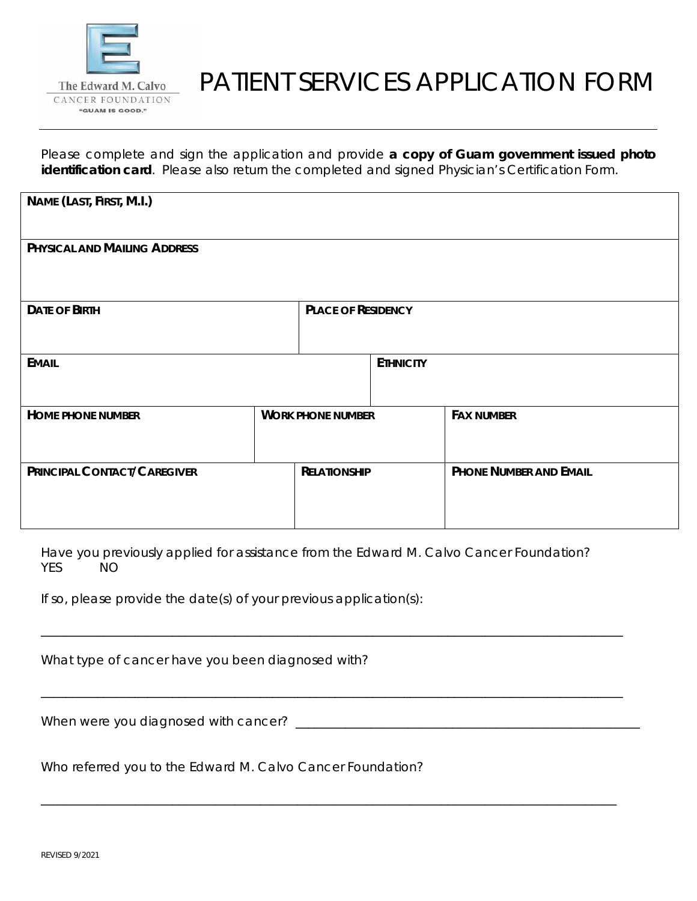The Edward M. Calvo
CANCER FOUNDATION
"GUAM IS GOOD."

# PATIENT SERVICES APPLICATION FORM

Please complete and sign the application and provide **a copy of Guam government issued photo identification card**. Please also return the completed and signed Physician's Certification Form.

| **NAME (LAST, FIRST, M.I.)** | | |
|---|---|---|
| **PHYSICAL AND MAILING ADDRESS** | | |
| **DATE OF BIRTH** | **PLACE OF RESIDENCY** | |
| **EMAIL** | **ETHNICITY** | |
| **HOME PHONE NUMBER** | **WORK PHONE NUMBER** | **FAX NUMBER** |
| **PRINCIPAL CONTACT/CAREGIVER** | **RELATIONSHIP** | **PHONE NUMBER AND EMAIL** |

Have you previously applied for assistance from the Edward M. Calvo Cancer Foundation?
YES NO

If so, please provide the date(s) of your previous application(s):

_______________________________________________________________________________

What type of cancer have you been diagnosed with?

_______________________________________________________________________________

When were you diagnosed with cancer? ___________________________________________

Who referred you to the Edward M. Calvo Cancer Foundation?

_______________________________________________________________________________

REVISED 9/2021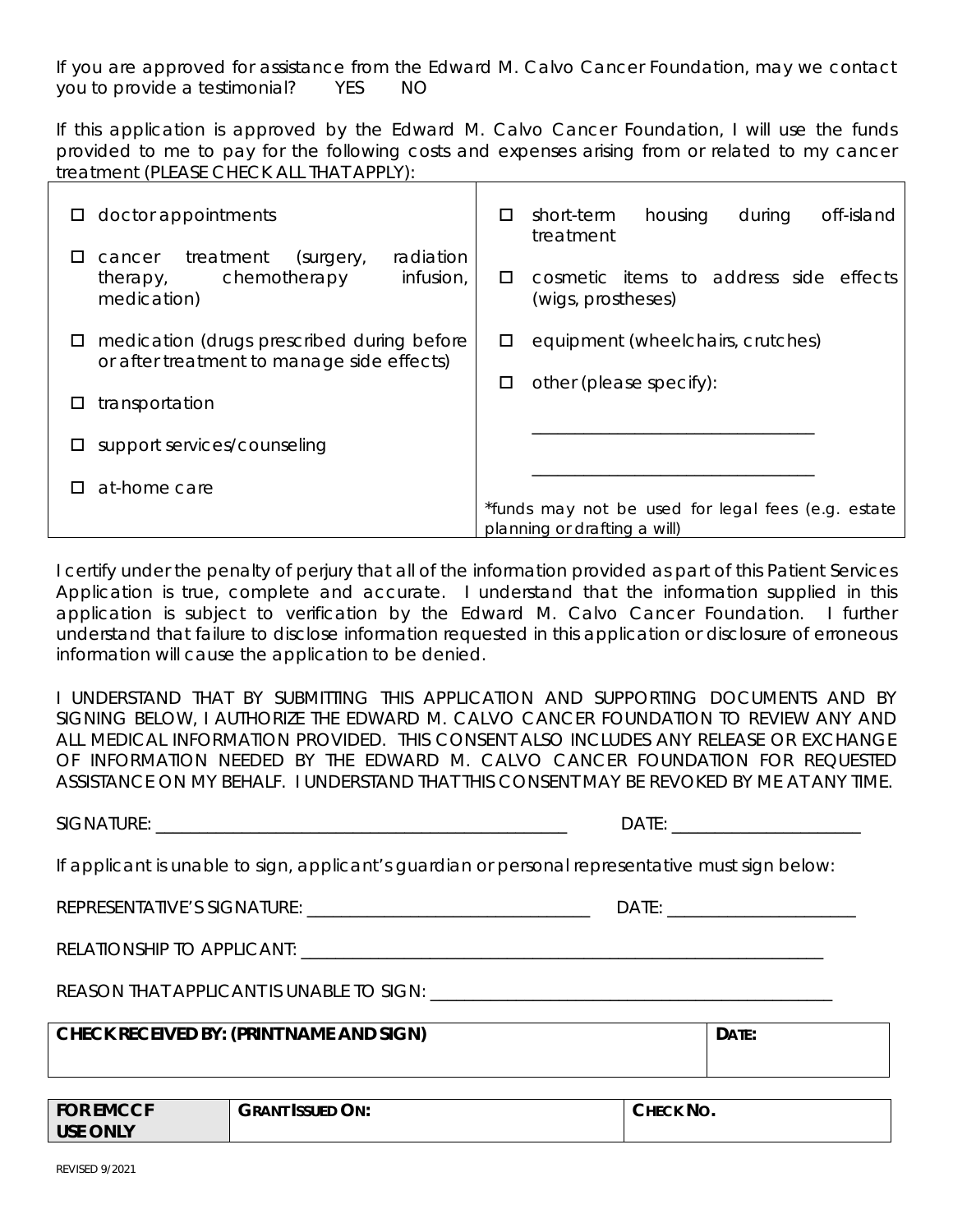If you are approved for assistance from the Edward M. Calvo Cancer Foundation, may we contact you to provide a testimonial? YES NO

If this application is approved by the Edward M. Calvo Cancer Foundation, I will use the funds provided to me to pay for the following costs and expenses arising from or related to my cancer treatment (PLEASE CHECK ALL THAT APPLY):

| | |
|---|---|
| ☐ doctor appointments<br><br>☐ cancer treatment (surgery, radiation therapy, chemotherapy infusion, medication)<br><br>☐ medication (drugs prescribed during before or after treatment to manage side effects)<br><br>☐ transportation<br><br>☐ support services/counseling<br><br>☐ at-home care | ☐ short-term housing during off-island treatment<br><br>☐ cosmetic items to address side effects (wigs, prostheses)<br><br>☐ equipment (wheelchairs, crutches)<br><br>☐ other (please specify):<br><br>_______________________________<br><br>_______________________________<br><br>*funds may not be used for legal fees (e.g. estate planning or drafting a will) |

I certify under the penalty of perjury that all of the information provided as part of this Patient Services Application is true, complete and accurate. I understand that the information supplied in this application is subject to verification by the Edward M. Calvo Cancer Foundation. I further understand that failure to disclose information requested in this application or disclosure of erroneous information will cause the application to be denied.

I UNDERSTAND THAT BY SUBMITTING THIS APPLICATION AND SUPPORTING DOCUMENTS AND BY SIGNING BELOW, I AUTHORIZE THE EDWARD M. CALVO CANCER FOUNDATION TO REVIEW ANY AND ALL MEDICAL INFORMATION PROVIDED. THIS CONSENT ALSO INCLUDES ANY RELEASE OR EXCHANGE OF INFORMATION NEEDED BY THE EDWARD M. CALVO CANCER FOUNDATION FOR REQUESTED ASSISTANCE ON MY BEHALF. I UNDERSTAND THAT THIS CONSENT MAY BE REVOKED BY ME AT ANY TIME.

SIGNATURE: _______________________________________________ DATE: _____________________

If applicant is unable to sign, applicant's guardian or personal representative must sign below:

REPRESENTATIVE'S SIGNATURE: _________________________________ DATE: _____________________

RELATIONSHIP TO APPLICANT: ____________________________________________________________

REASON THAT APPLICANT IS UNABLE TO SIGN: ____________________________________________

| **CHECK RECEIVED BY: (PRINT NAME AND SIGN)** | **DATE:** |
|---|---|
| | |

| **FOR EMCCF USE ONLY** | **GRANT ISSUED ON:** | **CHECK NO.** |
|---|---|---|

REVISED 9/2021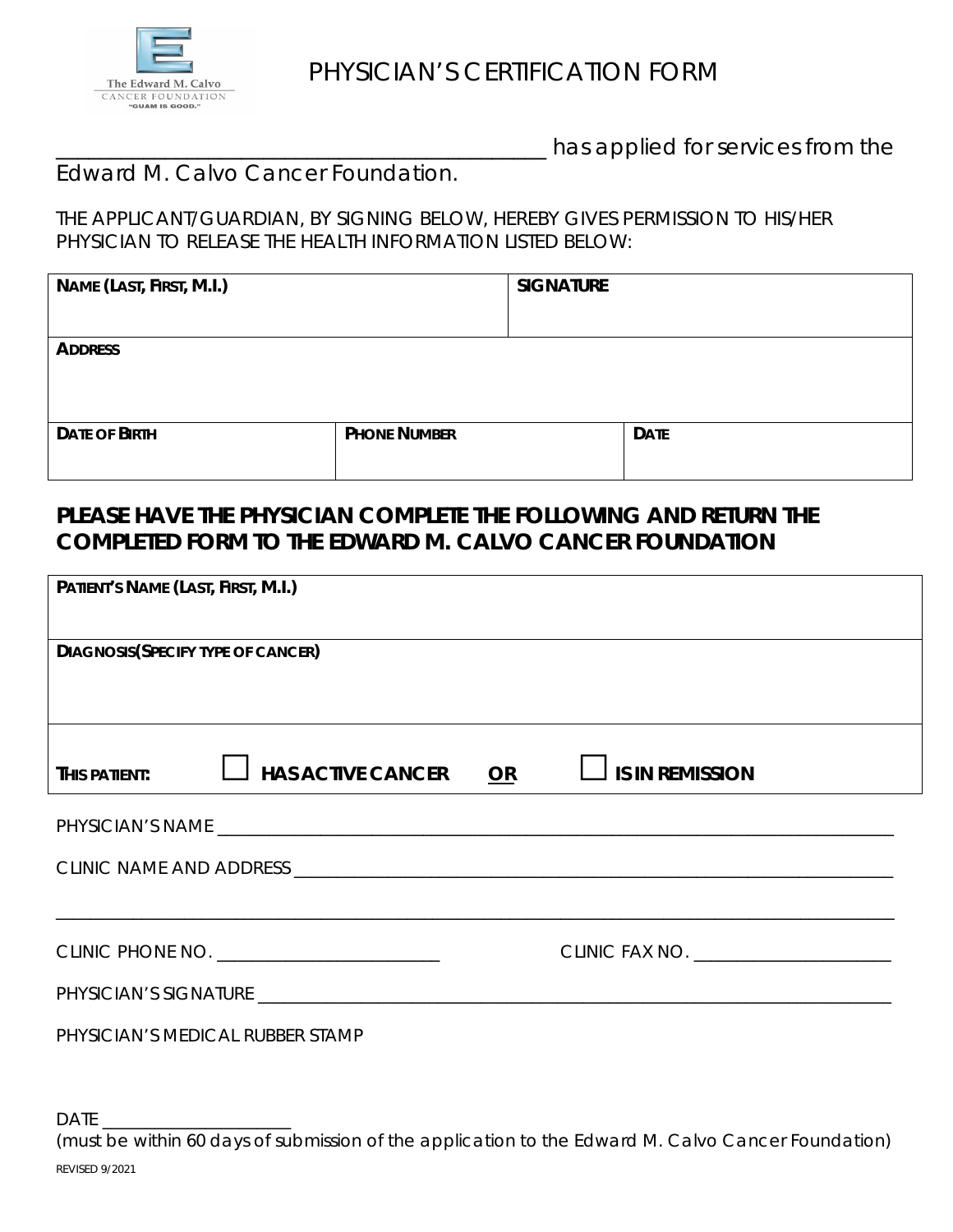# PHYSICIAN'S CERTIFICATION FORM

_______________________________________________ has applied for services from the Edward M. Calvo Cancer Foundation.

THE APPLICANT/GUARDIAN, BY SIGNING BELOW, HEREBY GIVES PERMISSION TO HIS/HER PHYSICIAN TO RELEASE THE HEALTH INFORMATION LISTED BELOW:

| | | |
|---|---|---|
| **NAME (LAST, FIRST, M.I.)** | | **SIGNATURE** |
| **ADDRESS** | | |
| **DATE OF BIRTH** | **PHONE NUMBER** | **DATE** |

## PLEASE HAVE THE PHYSICIAN COMPLETE THE FOLLOWING AND RETURN THE COMPLETED FORM TO THE EDWARD M. CALVO CANCER FOUNDATION

| |
|---|
| **PATIENT'S NAME (LAST, FIRST, M.I.)** |
| **DIAGNOSIS(SPECIFY TYPE OF CANCER)** |
| **THIS PATIENT:** ☐ **HAS ACTIVE CANCER** **OR** ☐ **IS IN REMISSION** |

PHYSICIAN'S NAME _______________________________________________

CLINIC NAME AND ADDRESS _______________________________________________

_______________________________________________

CLINIC PHONE NO. _________________________ CLINIC FAX NO. _____________________

PHYSICIAN'S SIGNATURE _______________________________________________

PHYSICIAN'S MEDICAL RUBBER STAMP

DATE _____________________

(must be within 60 days of submission of the application to the Edward M. Calvo Cancer Foundation)

REVISED 9/2021